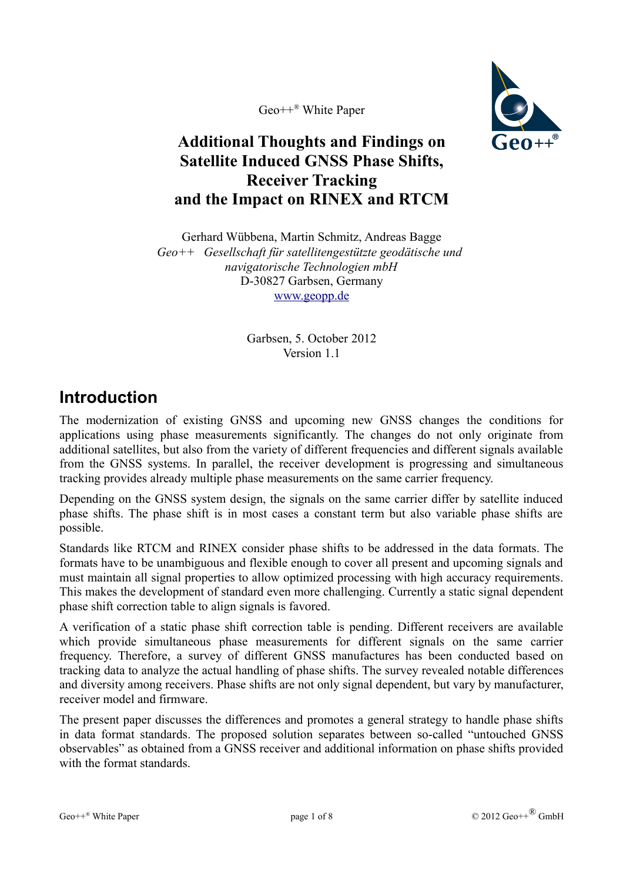Geo++® White Paper

# Additional Thoughts and Findings on Satellite Induced GNSS Phase Shifts, Receiver Tracking and the Impact on RINEX and RTCM

Gerhard Wübbena, Martin Schmitz, Andreas Bagge
*Geo++ Gesellschaft für satellitengestützte geodätische und navigatorische Technologien mbH*
D-30827 Garbsen, Germany
www.geopp.de

Garbsen, 5. October 2012
Version 1.1

## Introduction

The modernization of existing GNSS and upcoming new GNSS changes the conditions for applications using phase measurements significantly. The changes do not only originate from additional satellites, but also from the variety of different frequencies and different signals available from the GNSS systems. In parallel, the receiver development is progressing and simultaneous tracking provides already multiple phase measurements on the same carrier frequency.

Depending on the GNSS system design, the signals on the same carrier differ by satellite induced phase shifts. The phase shift is in most cases a constant term but also variable phase shifts are possible.

Standards like RTCM and RINEX consider phase shifts to be addressed in the data formats. The formats have to be unambiguous and flexible enough to cover all present and upcoming signals and must maintain all signal properties to allow optimized processing with high accuracy requirements. This makes the development of standard even more challenging. Currently a static signal dependent phase shift correction table to align signals is favored.

A verification of a static phase shift correction table is pending. Different receivers are available which provide simultaneous phase measurements for different signals on the same carrier frequency. Therefore, a survey of different GNSS manufactures has been conducted based on tracking data to analyze the actual handling of phase shifts. The survey revealed notable differences and diversity among receivers. Phase shifts are not only signal dependent, but vary by manufacturer, receiver model and firmware.

The present paper discusses the differences and promotes a general strategy to handle phase shifts in data format standards. The proposed solution separates between so-called "untouched GNSS observables" as obtained from a GNSS receiver and additional information on phase shifts provided with the format standards.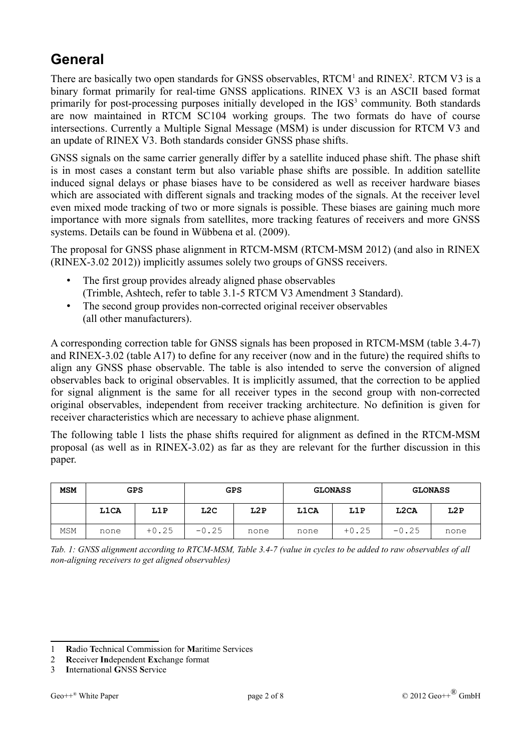# General

There are basically two open standards for GNSS observables, RTCM[1] and RINEX[2]. RTCM V3 is a binary format primarily for real-time GNSS applications. RINEX V3 is an ASCII based format primarily for post-processing purposes initially developed in the IGS[3] community. Both standards are now maintained in RTCM SC104 working groups. The two formats do have of course intersections. Currently a Multiple Signal Message (MSM) is under discussion for RTCM V3 and an update of RINEX V3. Both standards consider GNSS phase shifts.

GNSS signals on the same carrier generally differ by a satellite induced phase shift. The phase shift is in most cases a constant term but also variable phase shifts are possible. In addition satellite induced signal delays or phase biases have to be considered as well as receiver hardware biases which are associated with different signals and tracking modes of the signals. At the receiver level even mixed mode tracking of two or more signals is possible. These biases are gaining much more importance with more signals from satellites, more tracking features of receivers and more GNSS systems. Details can be found in Wübbena et al. (2009).

The proposal for GNSS phase alignment in RTCM-MSM (RTCM-MSM 2012) (and also in RINEX (RINEX-3.02 2012)) implicitly assumes solely two groups of GNSS receivers.

- The first group provides already aligned phase observables (Trimble, Ashtech, refer to table 3.1-5 RTCM V3 Amendment 3 Standard).
- The second group provides non-corrected original receiver observables (all other manufacturers).

A corresponding correction table for GNSS signals has been proposed in RTCM-MSM (table 3.4-7) and RINEX-3.02 (table A17) to define for any receiver (now and in the future) the required shifts to align any GNSS phase observable. The table is also intended to serve the conversion of aligned observables back to original observables. It is implicitly assumed, that the correction to be applied for signal alignment is the same for all receiver types in the second group with non-corrected original observables, independent from receiver tracking architecture. No definition is given for receiver characteristics which are necessary to achieve phase alignment.

The following table 1 lists the phase shifts required for alignment as defined in the RTCM-MSM proposal (as well as in RINEX-3.02) as far as they are relevant for the further discussion in this paper.

| MSM | GPS | | GPS | | GLONASS | | GLONASS | |
|---|---|---|---|---|---|---|---|---|
| | L1CA | L1P | L2C | L2P | L1CA | L1P | L2CA | L2P |
| MSM | none | +0.25 | -0.25 | none | none | +0.25 | -0.25 | none |

*Tab. 1: GNSS alignment according to RTCM-MSM, Table 3.4-7 (value in cycles to be added to raw observables of all non-aligning receivers to get aligned observables)*

---

1 **R**adio **T**echnical **C**ommission for **M**aritime Services

2 **R**eceiver **In**dependent **Ex**change format

3 **I**nternational **G**NSS **S**ervice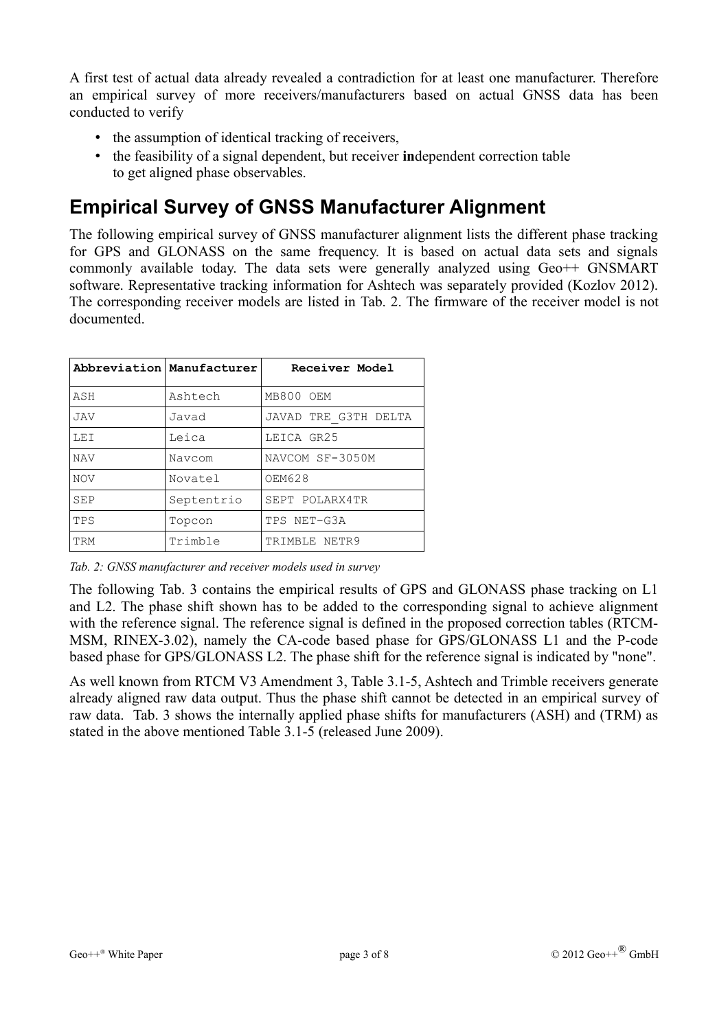A first test of actual data already revealed a contradiction for at least one manufacturer. Therefore an empirical survey of more receivers/manufacturers based on actual GNSS data has been conducted to verify

- the assumption of identical tracking of receivers,
- the feasibility of a signal dependent, but receiver **in**dependent correction table to get aligned phase observables.

## Empirical Survey of GNSS Manufacturer Alignment

The following empirical survey of GNSS manufacturer alignment lists the different phase tracking for GPS and GLONASS on the same frequency. It is based on actual data sets and signals commonly available today. The data sets were generally analyzed using Geo++ GNSMART software. Representative tracking information for Ashtech was separately provided (Kozlov 2012). The corresponding receiver models are listed in Tab. 2. The firmware of the receiver model is not documented.

| Abbreviation | Manufacturer | Receiver Model |
|---|---|---|
| ASH | Ashtech | MB800 OEM |
| JAV | Javad | JAVAD TRE_G3TH DELTA |
| LEI | Leica | LEICA GR25 |
| NAV | Navcom | NAVCOM SF-3050M |
| NOV | Novatel | OEM628 |
| SEP | Septentrio | SEPT POLARX4TR |
| TPS | Topcon | TPS NET-G3A |
| TRM | Trimble | TRIMBLE NETR9 |

*Tab. 2: GNSS manufacturer and receiver models used in survey*

The following Tab. 3 contains the empirical results of GPS and GLONASS phase tracking on L1 and L2. The phase shift shown has to be added to the corresponding signal to achieve alignment with the reference signal. The reference signal is defined in the proposed correction tables (RTCM-MSM, RINEX-3.02), namely the CA-code based phase for GPS/GLONASS L1 and the P-code based phase for GPS/GLONASS L2. The phase shift for the reference signal is indicated by "none".

As well known from RTCM V3 Amendment 3, Table 3.1-5, Ashtech and Trimble receivers generate already aligned raw data output. Thus the phase shift cannot be detected in an empirical survey of raw data. Tab. 3 shows the internally applied phase shifts for manufacturers (ASH) and (TRM) as stated in the above mentioned Table 3.1-5 (released June 2009).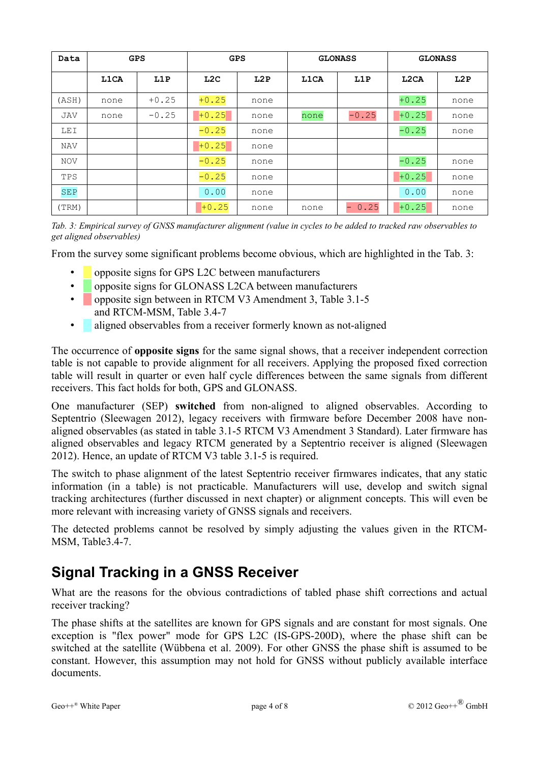| Data | GPS | | GPS | | GLONASS | | GLONASS | |
|---|---|---|---|---|---|---|---|---|
| | L1CA | L1P | L2C | L2P | L1CA | L1P | L2CA | L2P |
| (ASH) | none | +0.25 | +0.25 | none | | | +0.25 | none |
| JAV | none | -0.25 | +0.25 | none | none | -0.25 | +0.25 | none |
| LEI | | | -0.25 | none | | | -0.25 | none |
| NAV | | | +0.25 | none | | | | |
| NOV | | | -0.25 | none | | | -0.25 | none |
| TPS | | | -0.25 | none | | | +0.25 | none |
| SEP | | | 0.00 | none | | | 0.00 | none |
| (TRM) | | | +0.25 | none | none | - 0.25 | +0.25 | none |

*Tab. 3: Empirical survey of GNSS manufacturer alignment (value in cycles to be added to tracked raw observables to get aligned observables)*

From the survey some significant problems become obvious, which are highlighted in the Tab. 3:

- opposite signs for GPS L2C between manufacturers
- opposite signs for GLONASS L2CA between manufacturers
- opposite sign between in RTCM V3 Amendment 3, Table 3.1-5 and RTCM-MSM, Table 3.4-7
- aligned observables from a receiver formerly known as not-aligned

The occurrence of **opposite signs** for the same signal shows, that a receiver independent correction table is not capable to provide alignment for all receivers. Applying the proposed fixed correction table will result in quarter or even half cycle differences between the same signals from different receivers. This fact holds for both, GPS and GLONASS.

One manufacturer (SEP) **switched** from non-aligned to aligned observables. According to Septentrio (Sleewagen 2012), legacy receivers with firmware before December 2008 have non-aligned observables (as stated in table 3.1-5 RTCM V3 Amendment 3 Standard). Later firmware has aligned observables and legacy RTCM generated by a Septentrio receiver is aligned (Sleewagen 2012). Hence, an update of RTCM V3 table 3.1-5 is required.

The switch to phase alignment of the latest Septentrio receiver firmwares indicates, that any static information (in a table) is not practicable. Manufacturers will use, develop and switch signal tracking architectures (further discussed in next chapter) or alignment concepts. This will even be more relevant with increasing variety of GNSS signals and receivers.

The detected problems cannot be resolved by simply adjusting the values given in the RTCM-MSM, Table3.4-7.

## Signal Tracking in a GNSS Receiver

What are the reasons for the obvious contradictions of tabled phase shift corrections and actual receiver tracking?

The phase shifts at the satellites are known for GPS signals and are constant for most signals. One exception is "flex power" mode for GPS L2C (IS-GPS-200D), where the phase shift can be switched at the satellite (Wübbena et al. 2009). For other GNSS the phase shift is assumed to be constant. However, this assumption may not hold for GNSS without publicly available interface documents.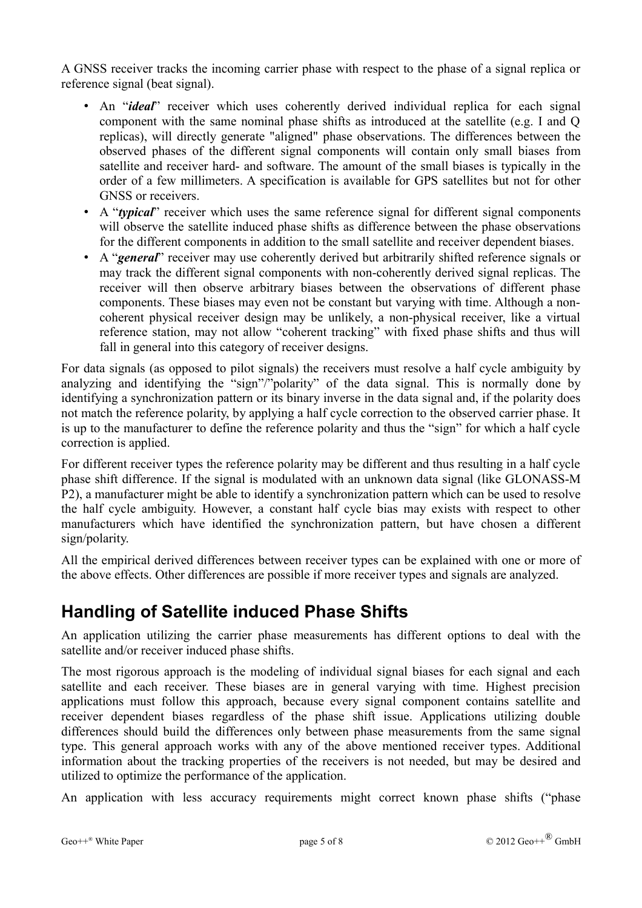A GNSS receiver tracks the incoming carrier phase with respect to the phase of a signal replica or reference signal (beat signal).

- An "***ideal***" receiver which uses coherently derived individual replica for each signal component with the same nominal phase shifts as introduced at the satellite (e.g. I and Q replicas), will directly generate "aligned" phase observations. The differences between the observed phases of the different signal components will contain only small biases from satellite and receiver hard- and software. The amount of the small biases is typically in the order of a few millimeters. A specification is available for GPS satellites but not for other GNSS or receivers.
- A "***typical***" receiver which uses the same reference signal for different signal components will observe the satellite induced phase shifts as difference between the phase observations for the different components in addition to the small satellite and receiver dependent biases.
- A "***general***" receiver may use coherently derived but arbitrarily shifted reference signals or may track the different signal components with non-coherently derived signal replicas. The receiver will then observe arbitrary biases between the observations of different phase components. These biases may even not be constant but varying with time. Although a non-coherent physical receiver design may be unlikely, a non-physical receiver, like a virtual reference station, may not allow "coherent tracking" with fixed phase shifts and thus will fall in general into this category of receiver designs.

For data signals (as opposed to pilot signals) the receivers must resolve a half cycle ambiguity by analyzing and identifying the "sign"/"polarity" of the data signal. This is normally done by identifying a synchronization pattern or its binary inverse in the data signal and, if the polarity does not match the reference polarity, by applying a half cycle correction to the observed carrier phase. It is up to the manufacturer to define the reference polarity and thus the "sign" for which a half cycle correction is applied.

For different receiver types the reference polarity may be different and thus resulting in a half cycle phase shift difference. If the signal is modulated with an unknown data signal (like GLONASS-M P2), a manufacturer might be able to identify a synchronization pattern which can be used to resolve the half cycle ambiguity. However, a constant half cycle bias may exists with respect to other manufacturers which have identified the synchronization pattern, but have chosen a different sign/polarity.

All the empirical derived differences between receiver types can be explained with one or more of the above effects. Other differences are possible if more receiver types and signals are analyzed.

## Handling of Satellite induced Phase Shifts

An application utilizing the carrier phase measurements has different options to deal with the satellite and/or receiver induced phase shifts.

The most rigorous approach is the modeling of individual signal biases for each signal and each satellite and each receiver. These biases are in general varying with time. Highest precision applications must follow this approach, because every signal component contains satellite and receiver dependent biases regardless of the phase shift issue. Applications utilizing double differences should build the differences only between phase measurements from the same signal type. This general approach works with any of the above mentioned receiver types. Additional information about the tracking properties of the receivers is not needed, but may be desired and utilized to optimize the performance of the application.

An application with less accuracy requirements might correct known phase shifts ("phase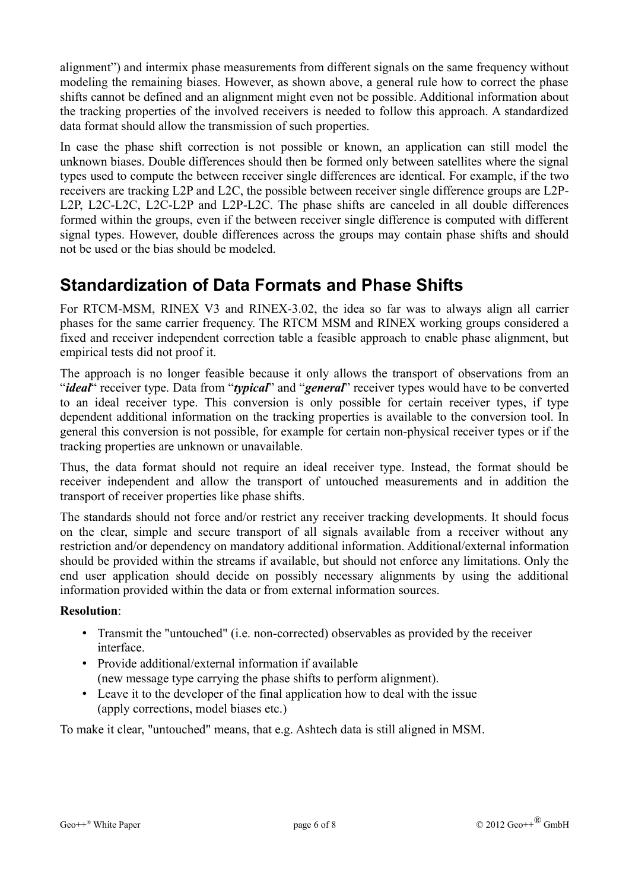alignment") and intermix phase measurements from different signals on the same frequency without modeling the remaining biases. However, as shown above, a general rule how to correct the phase shifts cannot be defined and an alignment might even not be possible. Additional information about the tracking properties of the involved receivers is needed to follow this approach. A standardized data format should allow the transmission of such properties.

In case the phase shift correction is not possible or known, an application can still model the unknown biases. Double differences should then be formed only between satellites where the signal types used to compute the between receiver single differences are identical. For example, if the two receivers are tracking L2P and L2C, the possible between receiver single difference groups are L2P-L2P, L2C-L2C, L2C-L2P and L2P-L2C. The phase shifts are canceled in all double differences formed within the groups, even if the between receiver single difference is computed with different signal types. However, double differences across the groups may contain phase shifts and should not be used or the bias should be modeled.

## Standardization of Data Formats and Phase Shifts

For RTCM-MSM, RINEX V3 and RINEX-3.02, the idea so far was to always align all carrier phases for the same carrier frequency. The RTCM MSM and RINEX working groups considered a fixed and receiver independent correction table a feasible approach to enable phase alignment, but empirical tests did not proof it.

The approach is no longer feasible because it only allows the transport of observations from an "***ideal***" receiver type. Data from "***typical***" and "***general***" receiver types would have to be converted to an ideal receiver type. This conversion is only possible for certain receiver types, if type dependent additional information on the tracking properties is available to the conversion tool. In general this conversion is not possible, for example for certain non-physical receiver types or if the tracking properties are unknown or unavailable.

Thus, the data format should not require an ideal receiver type. Instead, the format should be receiver independent and allow the transport of untouched measurements and in addition the transport of receiver properties like phase shifts.

The standards should not force and/or restrict any receiver tracking developments. It should focus on the clear, simple and secure transport of all signals available from a receiver without any restriction and/or dependency on mandatory additional information. Additional/external information should be provided within the streams if available, but should not enforce any limitations. Only the end user application should decide on possibly necessary alignments by using the additional information provided within the data or from external information sources.

**Resolution**:

- Transmit the "untouched" (i.e. non-corrected) observables as provided by the receiver interface.
- Provide additional/external information if available
  (new message type carrying the phase shifts to perform alignment).
- Leave it to the developer of the final application how to deal with the issue
  (apply corrections, model biases etc.)

To make it clear, "untouched" means, that e.g. Ashtech data is still aligned in MSM.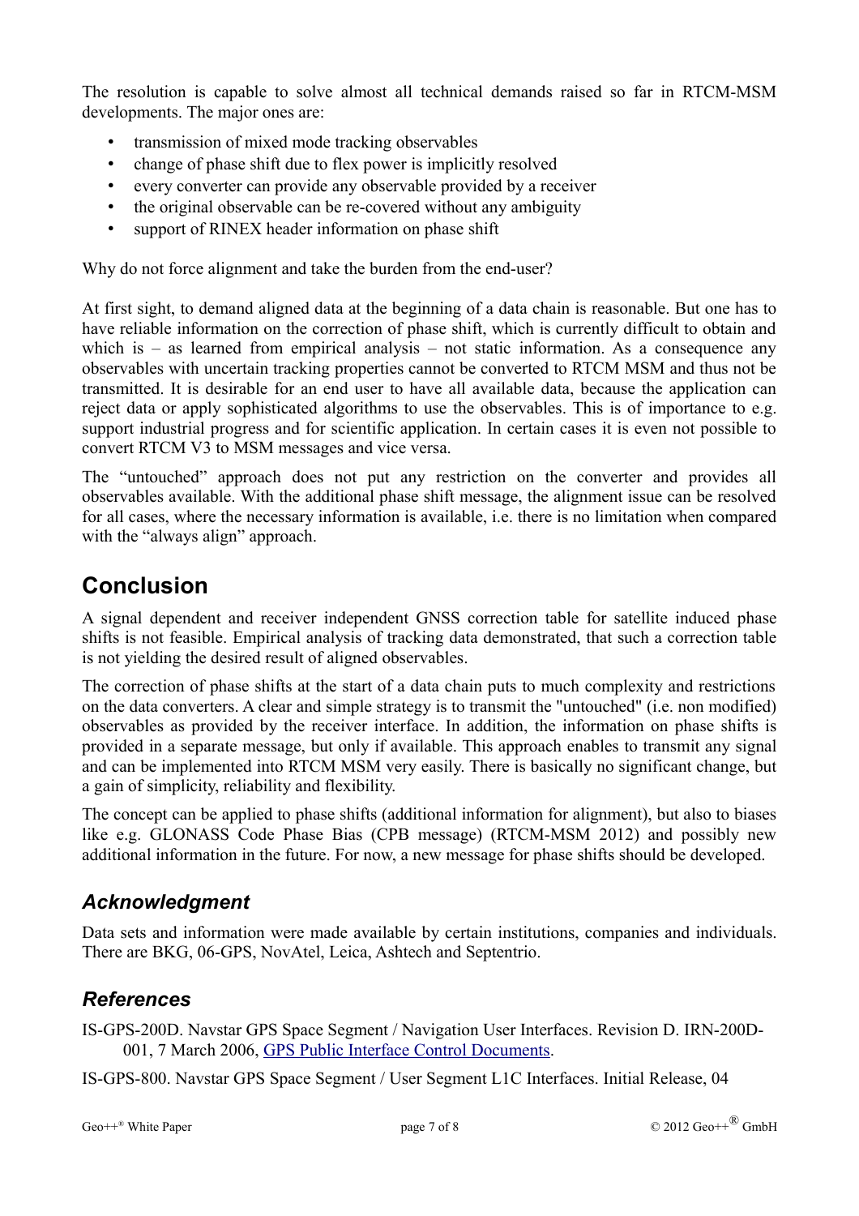The resolution is capable to solve almost all technical demands raised so far in RTCM-MSM developments. The major ones are:

- transmission of mixed mode tracking observables
- change of phase shift due to flex power is implicitly resolved
- every converter can provide any observable provided by a receiver
- the original observable can be re-covered without any ambiguity
- support of RINEX header information on phase shift

Why do not force alignment and take the burden from the end-user?

At first sight, to demand aligned data at the beginning of a data chain is reasonable. But one has to have reliable information on the correction of phase shift, which is currently difficult to obtain and which is – as learned from empirical analysis – not static information. As a consequence any observables with uncertain tracking properties cannot be converted to RTCM MSM and thus not be transmitted. It is desirable for an end user to have all available data, because the application can reject data or apply sophisticated algorithms to use the observables. This is of importance to e.g. support industrial progress and for scientific application. In certain cases it is even not possible to convert RTCM V3 to MSM messages and vice versa.

The “untouched” approach does not put any restriction on the converter and provides all observables available. With the additional phase shift message, the alignment issue can be resolved for all cases, where the necessary information is available, i.e. there is no limitation when compared with the “always align” approach.

# Conclusion

A signal dependent and receiver independent GNSS correction table for satellite induced phase shifts is not feasible. Empirical analysis of tracking data demonstrated, that such a correction table is not yielding the desired result of aligned observables.

The correction of phase shifts at the start of a data chain puts to much complexity and restrictions on the data converters. A clear and simple strategy is to transmit the "untouched" (i.e. non modified) observables as provided by the receiver interface. In addition, the information on phase shifts is provided in a separate message, but only if available. This approach enables to transmit any signal and can be implemented into RTCM MSM very easily. There is basically no significant change, but a gain of simplicity, reliability and flexibility.

The concept can be applied to phase shifts (additional information for alignment), but also to biases like e.g. GLONASS Code Phase Bias (CPB message) (RTCM-MSM 2012) and possibly new additional information in the future. For now, a new message for phase shifts should be developed.

## *Acknowledgment*

Data sets and information were made available by certain institutions, companies and individuals. There are BKG, 06-GPS, NovAtel, Leica, Ashtech and Septentrio.

## *References*

IS-GPS-200D. Navstar GPS Space Segment / Navigation User Interfaces. Revision D. IRN-200D-001, 7 March 2006, GPS Public Interface Control Documents.

IS-GPS-800. Navstar GPS Space Segment / User Segment L1C Interfaces. Initial Release, 04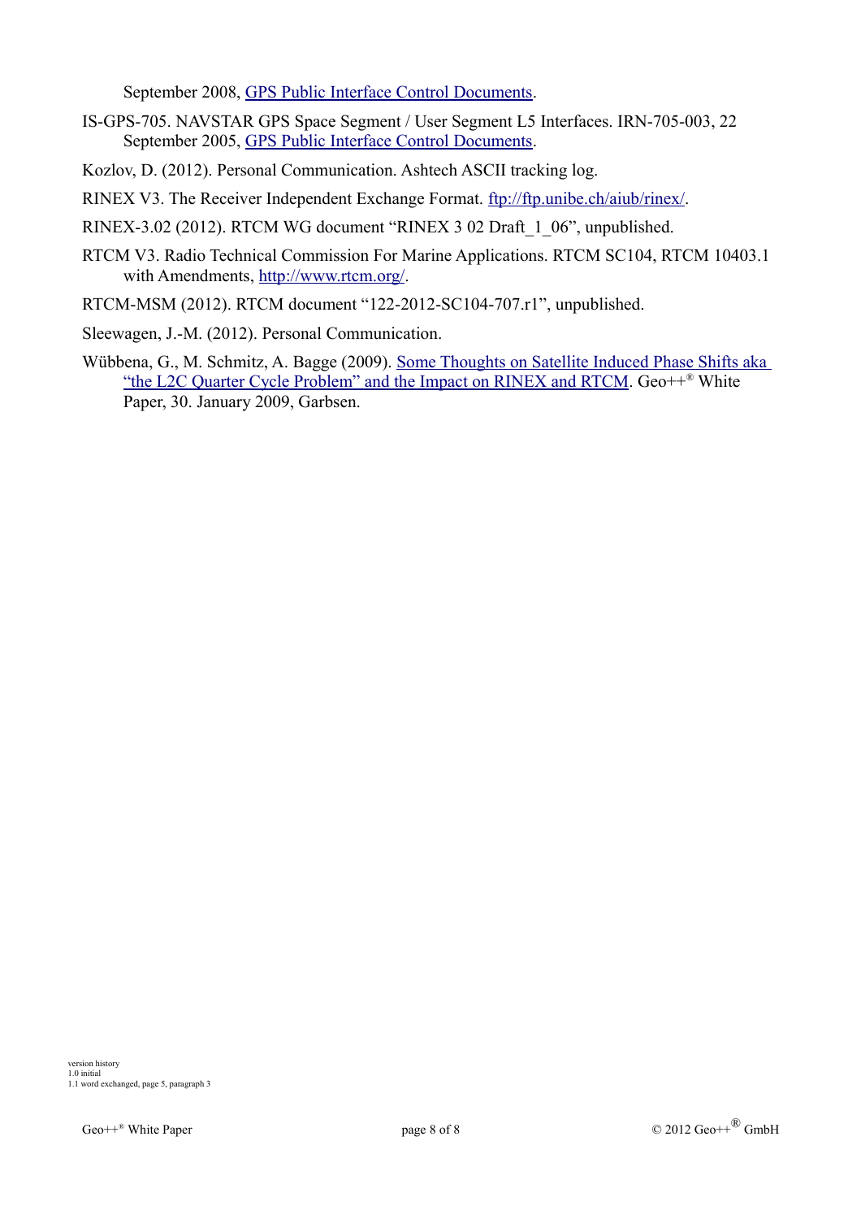September 2008, [GPS Public Interface Control Documents](GPS Public Interface Control Documents).

IS-GPS-705. NAVSTAR GPS Space Segment / User Segment L5 Interfaces. IRN-705-003, 22 September 2005, GPS Public Interface Control Documents.

Kozlov, D. (2012). Personal Communication. Ashtech ASCII tracking log.

RINEX V3. The Receiver Independent Exchange Format. ftp://ftp.unibe.ch/aiub/rinex/.

RINEX-3.02 (2012). RTCM WG document "RINEX 3 02 Draft_1_06", unpublished.

RTCM V3. Radio Technical Commission For Marine Applications. RTCM SC104, RTCM 10403.1 with Amendments, http://www.rtcm.org/.

RTCM-MSM (2012). RTCM document "122-2012-SC104-707.r1", unpublished.

Sleewagen, J.-M. (2012). Personal Communication.

Wübbena, G., M. Schmitz, A. Bagge (2009). Some Thoughts on Satellite Induced Phase Shifts aka "the L2C Quarter Cycle Problem" and the Impact on RINEX and RTCM. Geo++® White Paper, 30. January 2009, Garbsen.

version history
1.0 initial
1.1 word exchanged, page 5, paragraph 3